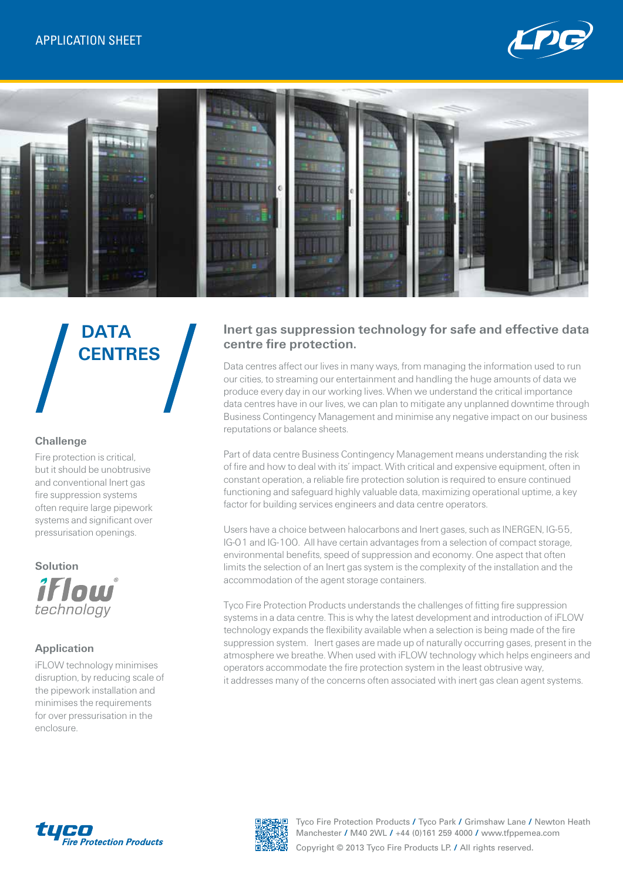APPLICATION SHEET

# DATA CENTRES

### Challenge

Fire protection is critical, but it should be unobtrusive and conventional Inert gas fire suppression systems often require large pipework systems and significant over pressurisation openings.

### Solution

iFlow® technology

### Application

iFLOW technology minimises disruption, by reducing scale of the pipework installation and minimises the requirements for over pressurisation in the enclosure.

## Inert gas suppression technology for safe and effective data centre fire protection.

Data centres affect our lives in many ways, from managing the information used to run our cities, to streaming our entertainment and handling the huge amounts of data we produce every day in our working lives. When we understand the critical importance data centres have in our lives, we can plan to mitigate any unplanned downtime through Business Contingency Management and minimise any negative impact on our business reputations or balance sheets.

Part of data centre Business Contingency Management means understanding the risk of fire and how to deal with its' impact. With critical and expensive equipment, often in constant operation, a reliable fire protection solution is required to ensure continued functioning and safeguard highly valuable data, maximizing operational uptime, a key factor for building services engineers and data centre operators.

Users have a choice between halocarbons and Inert gases, such as INERGEN, IG-55, IG-01 and IG-100. All have certain advantages from a selection of compact storage, environmental benefits, speed of suppression and economy. One aspect that often limits the selection of an Inert gas system is the complexity of the installation and the accommodation of the agent storage containers.

Tyco Fire Protection Products understands the challenges of fitting fire suppression systems in a data centre. This is why the latest development and introduction of iFLOW technology expands the flexibility available when a selection is being made of the fire suppression system. Inert gases are made up of naturally occurring gases, present in the atmosphere we breathe. When used with iFLOW technology which helps engineers and operators accommodate the fire protection system in the least obtrusive way, it addresses many of the concerns often associated with inert gas clean agent systems.

tyco Fire Protection Products

Tyco Fire Protection Products / Tyco Park / Grimshaw Lane / Newton Heath Manchester / M40 2WL / +44 (0)161 259 4000 / www.tfppemea.com

Copyright © 2013 Tyco Fire Products LP. / All rights reserved.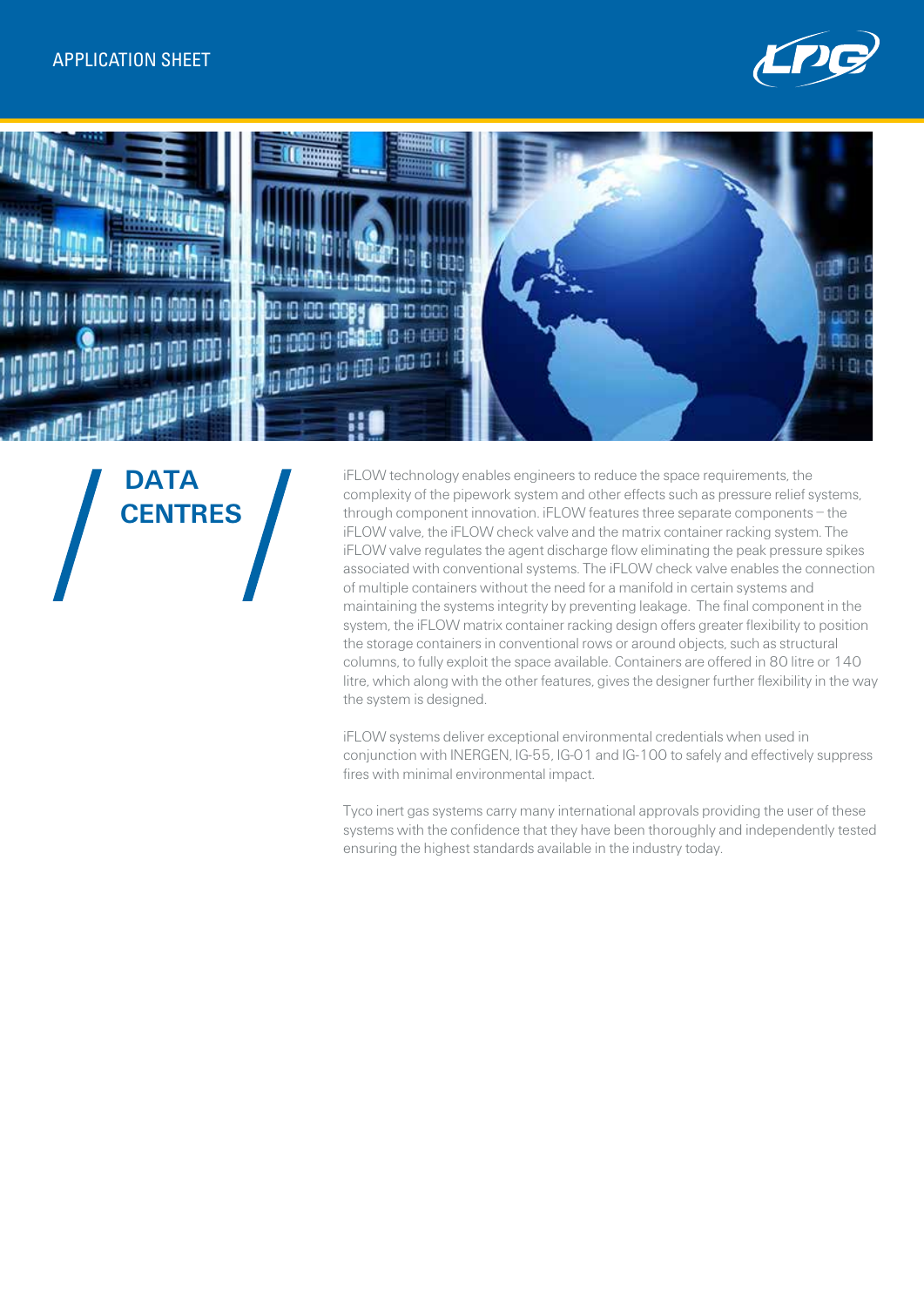APPLICATION SHEET

# DATA CENTRES

iFLOW technology enables engineers to reduce the space requirements, the complexity of the pipework system and other effects such as pressure relief systems, through component innovation. iFLOW features three separate components – the iFLOW valve, the iFLOW check valve and the matrix container racking system. The iFLOW valve regulates the agent discharge flow eliminating the peak pressure spikes associated with conventional systems. The iFLOW check valve enables the connection of multiple containers without the need for a manifold in certain systems and maintaining the systems integrity by preventing leakage. The final component in the system, the iFLOW matrix container racking design offers greater flexibility to position the storage containers in conventional rows or around objects, such as structural columns, to fully exploit the space available. Containers are offered in 80 litre or 140 litre, which along with the other features, gives the designer further flexibility in the way the system is designed.

iFLOW systems deliver exceptional environmental credentials when used in conjunction with INERGEN, IG-55, IG-01 and IG-100 to safely and effectively suppress fires with minimal environmental impact.

Tyco inert gas systems carry many international approvals providing the user of these systems with the confidence that they have been thoroughly and independently tested ensuring the highest standards available in the industry today.